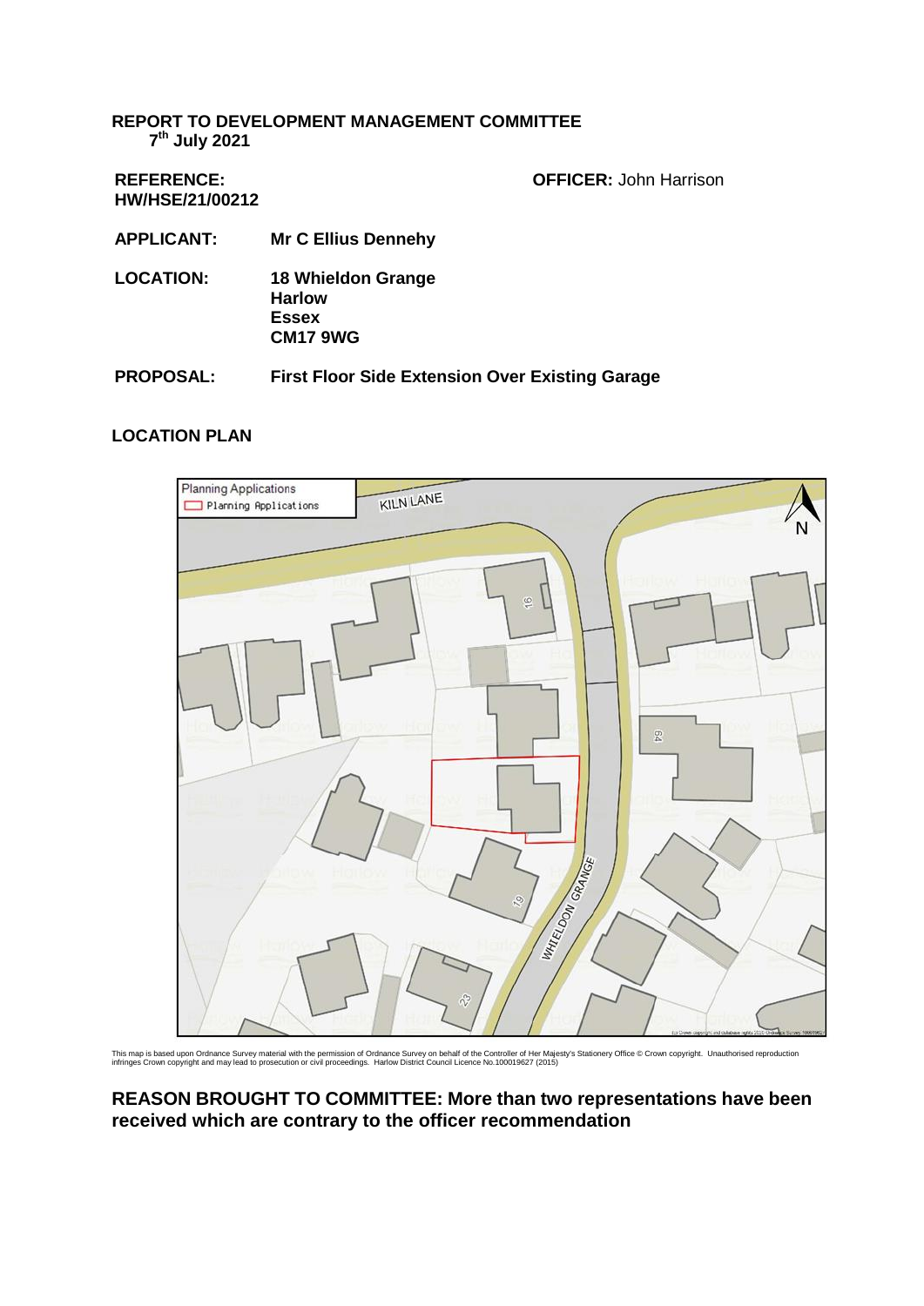**REPORT TO DEVELOPMENT MANAGEMENT COMMITTEE**
**7th July 2021**

**REFERENCE: HW/HSE/21/00212**

**OFFICER:** John Harrison

**APPLICANT:** **Mr C Ellius Dennehy**

**LOCATION:** **18 Whieldon Grange**
**Harlow**
**Essex**
**CM17 9WG**

**PROPOSAL:** **First Floor Side Extension Over Existing Garage**

**LOCATION PLAN**

Planning Applications
Planning Applications

KILN LANE

WHIELDON GRANGE

This map is based upon Ordnance Survey material with the permission of Ordnance Survey on behalf of the Controller of Her Majesty's Stationery Office © Crown copyright. Unauthorised reproduction infringes Crown copyright and may lead to prosecution or civil proceedings. Harlow District Council Licence No.100019627 (2015)

**REASON BROUGHT TO COMMITTEE: More than two representations have been received which are contrary to the officer recommendation**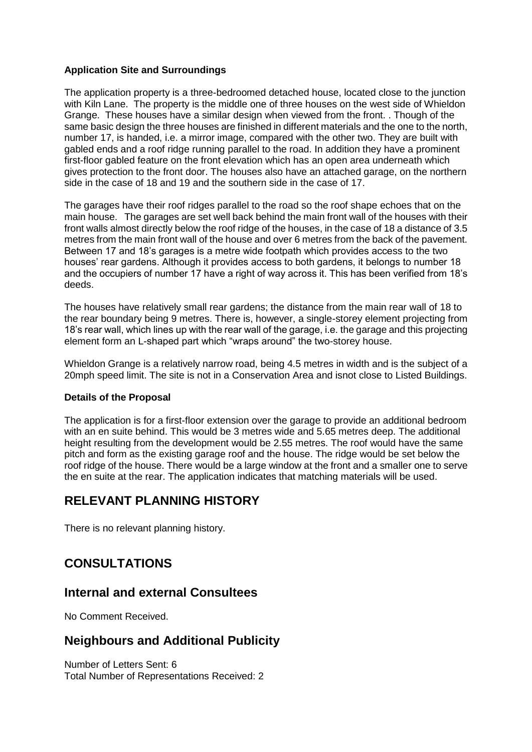**Application Site and Surroundings**

The application property is a three-bedroomed detached house, located close to the junction with Kiln Lane. The property is the middle one of three houses on the west side of Whieldon Grange. These houses have a similar design when viewed from the front. . Though of the same basic design the three houses are finished in different materials and the one to the north, number 17, is handed, i.e. a mirror image, compared with the other two. They are built with gabled ends and a roof ridge running parallel to the road. In addition they have a prominent first-floor gabled feature on the front elevation which has an open area underneath which gives protection to the front door. The houses also have an attached garage, on the northern side in the case of 18 and 19 and the southern side in the case of 17.

The garages have their roof ridges parallel to the road so the roof shape echoes that on the main house. The garages are set well back behind the main front wall of the houses with their front walls almost directly below the roof ridge of the houses, in the case of 18 a distance of 3.5 metres from the main front wall of the house and over 6 metres from the back of the pavement. Between 17 and 18's garages is a metre wide footpath which provides access to the two houses' rear gardens. Although it provides access to both gardens, it belongs to number 18 and the occupiers of number 17 have a right of way across it. This has been verified from 18's deeds.

The houses have relatively small rear gardens; the distance from the main rear wall of 18 to the rear boundary being 9 metres. There is, however, a single-storey element projecting from 18's rear wall, which lines up with the rear wall of the garage, i.e. the garage and this projecting element form an L-shaped part which "wraps around" the two-storey house.

Whieldon Grange is a relatively narrow road, being 4.5 metres in width and is the subject of a 20mph speed limit. The site is not in a Conservation Area and isnot close to Listed Buildings.

**Details of the Proposal**

The application is for a first-floor extension over the garage to provide an additional bedroom with an en suite behind. This would be 3 metres wide and 5.65 metres deep. The additional height resulting from the development would be 2.55 metres. The roof would have the same pitch and form as the existing garage roof and the house. The ridge would be set below the roof ridge of the house. There would be a large window at the front and a smaller one to serve the en suite at the rear. The application indicates that matching materials will be used.

## RELEVANT PLANNING HISTORY

There is no relevant planning history.

## CONSULTATIONS

### Internal and external Consultees

No Comment Received.

### Neighbours and Additional Publicity

Number of Letters Sent: 6
Total Number of Representations Received: 2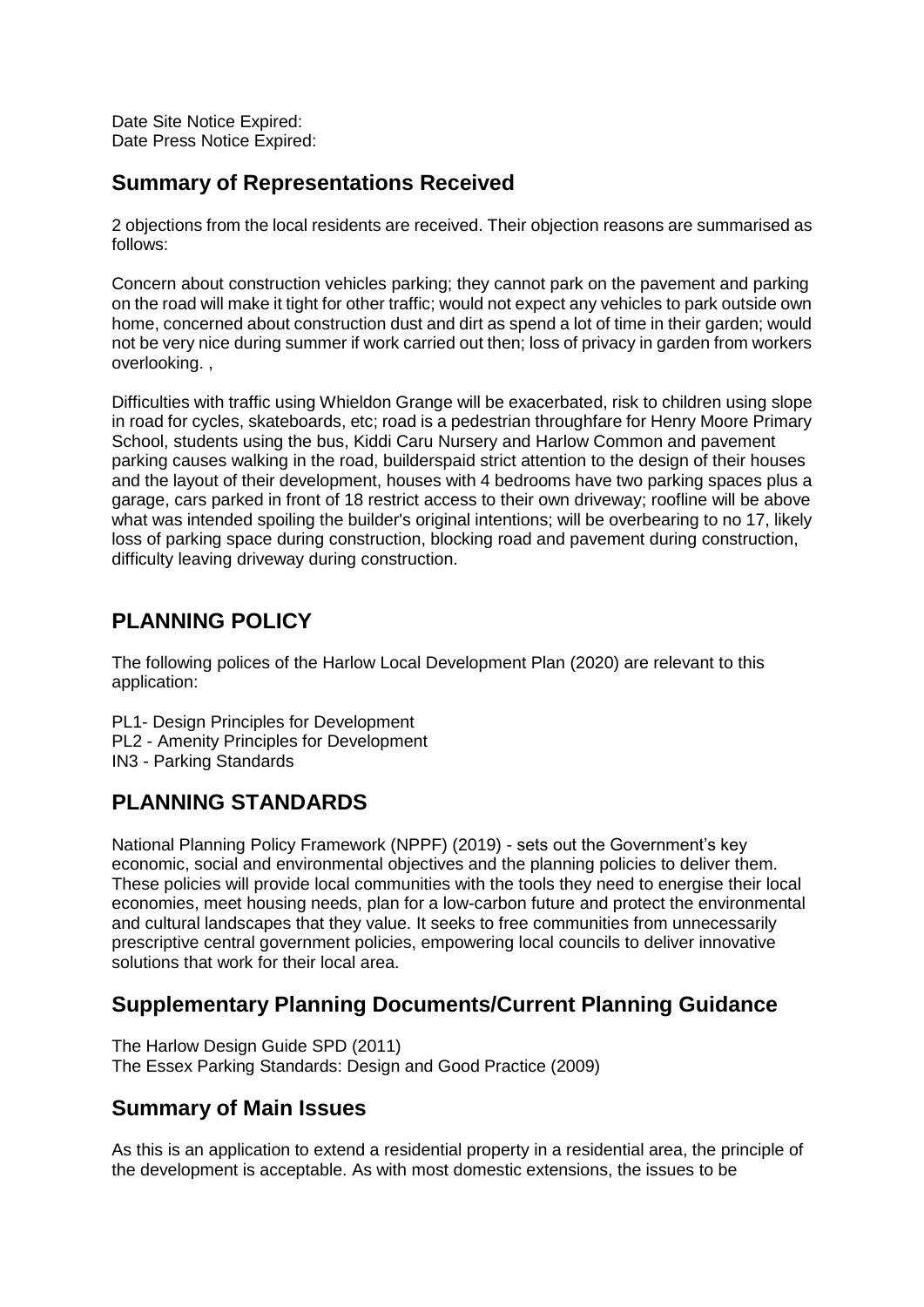Date Site Notice Expired:
Date Press Notice Expired:

## Summary of Representations Received

2 objections from the local residents are received. Their objection reasons are summarised as follows:

Concern about construction vehicles parking; they cannot park on the pavement and parking on the road will make it tight for other traffic; would not expect any vehicles to park outside own home, concerned about construction dust and dirt as spend a lot of time in their garden; would not be very nice during summer if work carried out then; loss of privacy in garden from workers overlooking. ,

Difficulties with traffic using Whieldon Grange will be exacerbated, risk to children using slope in road for cycles, skateboards, etc; road is a pedestrian throughfare for Henry Moore Primary School, students using the bus, Kiddi Caru Nursery and Harlow Common and pavement parking causes walking in the road, builderspaid strict attention to the design of their houses and the layout of their development, houses with 4 bedrooms have two parking spaces plus a garage, cars parked in front of 18 restrict access to their own driveway; roofline will be above what was intended spoiling the builder's original intentions; will be overbearing to no 17, likely loss of parking space during construction, blocking road and pavement during construction, difficulty leaving driveway during construction.

# PLANNING POLICY

The following polices of the Harlow Local Development Plan (2020) are relevant to this application:

PL1- Design Principles for Development
PL2 - Amenity Principles for Development
IN3 - Parking Standards

# PLANNING STANDARDS

National Planning Policy Framework (NPPF) (2019) - sets out the Government's key economic, social and environmental objectives and the planning policies to deliver them. These policies will provide local communities with the tools they need to energise their local economies, meet housing needs, plan for a low-carbon future and protect the environmental and cultural landscapes that they value. It seeks to free communities from unnecessarily prescriptive central government policies, empowering local councils to deliver innovative solutions that work for their local area.

## Supplementary Planning Documents/Current Planning Guidance

The Harlow Design Guide SPD (2011)
The Essex Parking Standards: Design and Good Practice (2009)

## Summary of Main Issues

As this is an application to extend a residential property in a residential area, the principle of the development is acceptable. As with most domestic extensions, the issues to be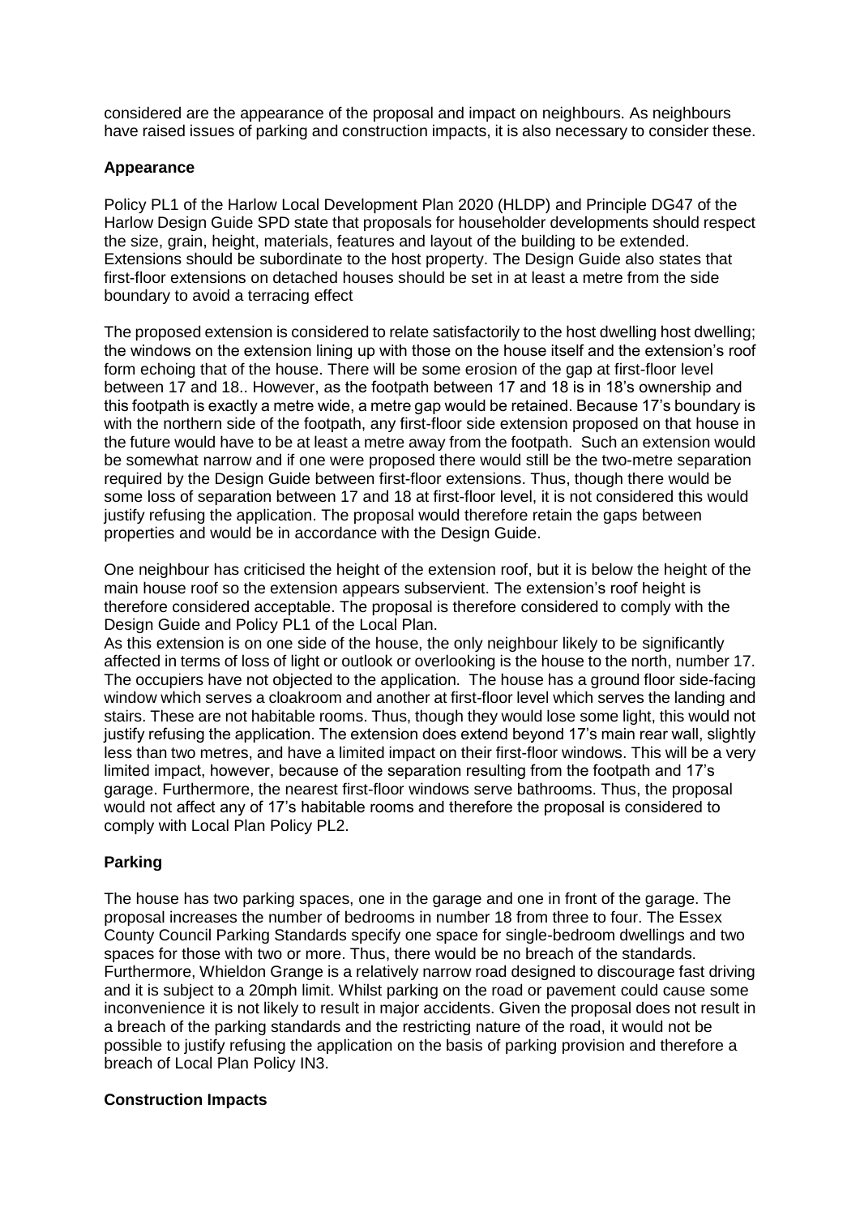considered are the appearance of the proposal and impact on neighbours. As neighbours have raised issues of parking and construction impacts, it is also necessary to consider these.

**Appearance**

Policy PL1 of the Harlow Local Development Plan 2020 (HLDP) and Principle DG47 of the Harlow Design Guide SPD state that proposals for householder developments should respect the size, grain, height, materials, features and layout of the building to be extended. Extensions should be subordinate to the host property. The Design Guide also states that first-floor extensions on detached houses should be set in at least a metre from the side boundary to avoid a terracing effect

The proposed extension is considered to relate satisfactorily to the host dwelling host dwelling; the windows on the extension lining up with those on the house itself and the extension's roof form echoing that of the house. There will be some erosion of the gap at first-floor level between 17 and 18.. However, as the footpath between 17 and 18 is in 18's ownership and this footpath is exactly a metre wide, a metre gap would be retained. Because 17's boundary is with the northern side of the footpath, any first-floor side extension proposed on that house in the future would have to be at least a metre away from the footpath. Such an extension would be somewhat narrow and if one were proposed there would still be the two-metre separation required by the Design Guide between first-floor extensions. Thus, though there would be some loss of separation between 17 and 18 at first-floor level, it is not considered this would justify refusing the application. The proposal would therefore retain the gaps between properties and would be in accordance with the Design Guide.

One neighbour has criticised the height of the extension roof, but it is below the height of the main house roof so the extension appears subservient. The extension's roof height is therefore considered acceptable. The proposal is therefore considered to comply with the Design Guide and Policy PL1 of the Local Plan.

As this extension is on one side of the house, the only neighbour likely to be significantly affected in terms of loss of light or outlook or overlooking is the house to the north, number 17. The occupiers have not objected to the application. The house has a ground floor side-facing window which serves a cloakroom and another at first-floor level which serves the landing and stairs. These are not habitable rooms. Thus, though they would lose some light, this would not justify refusing the application. The extension does extend beyond 17's main rear wall, slightly less than two metres, and have a limited impact on their first-floor windows. This will be a very limited impact, however, because of the separation resulting from the footpath and 17's garage. Furthermore, the nearest first-floor windows serve bathrooms. Thus, the proposal would not affect any of 17's habitable rooms and therefore the proposal is considered to comply with Local Plan Policy PL2.

**Parking**

The house has two parking spaces, one in the garage and one in front of the garage. The proposal increases the number of bedrooms in number 18 from three to four. The Essex County Council Parking Standards specify one space for single-bedroom dwellings and two spaces for those with two or more. Thus, there would be no breach of the standards. Furthermore, Whieldon Grange is a relatively narrow road designed to discourage fast driving and it is subject to a 20mph limit. Whilst parking on the road or pavement could cause some inconvenience it is not likely to result in major accidents. Given the proposal does not result in a breach of the parking standards and the restricting nature of the road, it would not be possible to justify refusing the application on the basis of parking provision and therefore a breach of Local Plan Policy IN3.

**Construction Impacts**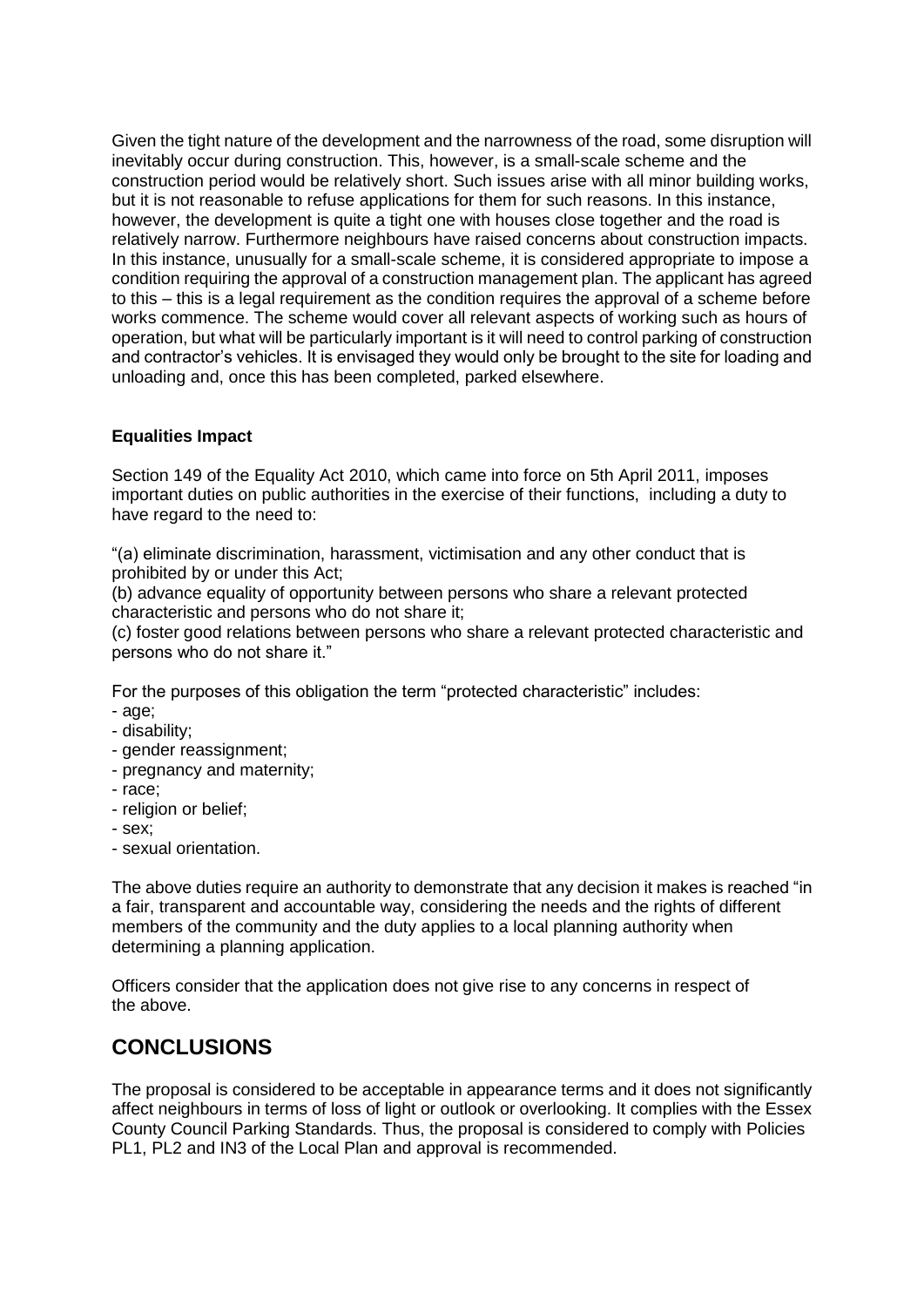Given the tight nature of the development and the narrowness of the road, some disruption will inevitably occur during construction. This, however, is a small-scale scheme and the construction period would be relatively short. Such issues arise with all minor building works, but it is not reasonable to refuse applications for them for such reasons. In this instance, however, the development is quite a tight one with houses close together and the road is relatively narrow. Furthermore neighbours have raised concerns about construction impacts. In this instance, unusually for a small-scale scheme, it is considered appropriate to impose a condition requiring the approval of a construction management plan. The applicant has agreed to this – this is a legal requirement as the condition requires the approval of a scheme before works commence. The scheme would cover all relevant aspects of working such as hours of operation, but what will be particularly important is it will need to control parking of construction and contractor's vehicles. It is envisaged they would only be brought to the site for loading and unloading and, once this has been completed, parked elsewhere.

**Equalities Impact**

Section 149 of the Equality Act 2010, which came into force on 5th April 2011, imposes important duties on public authorities in the exercise of their functions, including a duty to have regard to the need to:

"(a) eliminate discrimination, harassment, victimisation and any other conduct that is prohibited by or under this Act;
(b) advance equality of opportunity between persons who share a relevant protected characteristic and persons who do not share it;
(c) foster good relations between persons who share a relevant protected characteristic and persons who do not share it."

For the purposes of this obligation the term "protected characteristic" includes:
- age;
- disability;
- gender reassignment;
- pregnancy and maternity;
- race;
- religion or belief;
- sex;
- sexual orientation.

The above duties require an authority to demonstrate that any decision it makes is reached "in a fair, transparent and accountable way, considering the needs and the rights of different members of the community and the duty applies to a local planning authority when determining a planning application.

Officers consider that the application does not give rise to any concerns in respect of the above.

## CONCLUSIONS

The proposal is considered to be acceptable in appearance terms and it does not significantly affect neighbours in terms of loss of light or outlook or overlooking. It complies with the Essex County Council Parking Standards. Thus, the proposal is considered to comply with Policies PL1, PL2 and IN3 of the Local Plan and approval is recommended.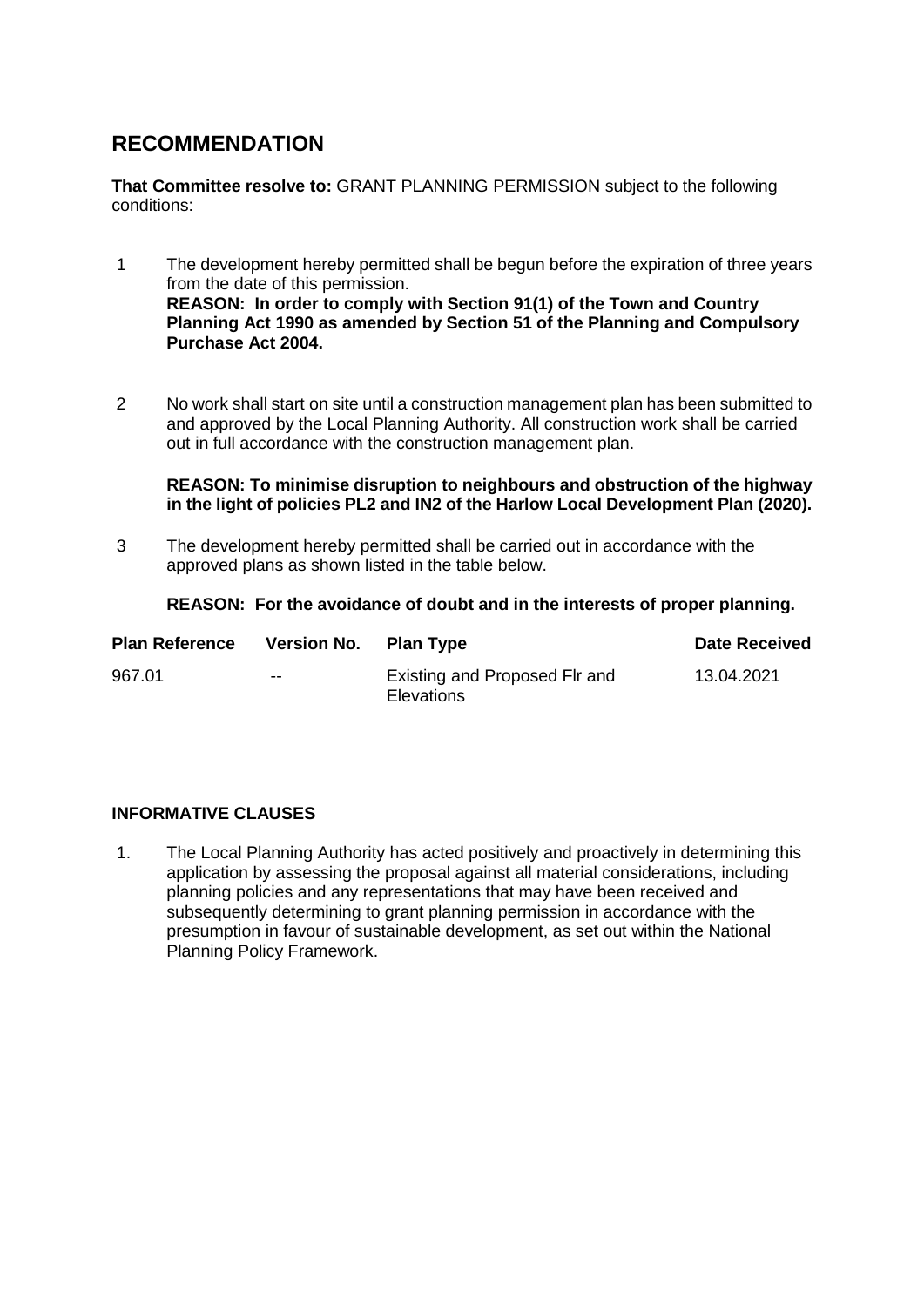## RECOMMENDATION

**That Committee resolve to:** GRANT PLANNING PERMISSION subject to the following conditions:

1 The development hereby permitted shall be begun before the expiration of three years from the date of this permission.
**REASON: In order to comply with Section 91(1) of the Town and Country Planning Act 1990 as amended by Section 51 of the Planning and Compulsory Purchase Act 2004.**

2 No work shall start on site until a construction management plan has been submitted to and approved by the Local Planning Authority. All construction work shall be carried out in full accordance with the construction management plan.

**REASON: To minimise disruption to neighbours and obstruction of the highway in the light of policies PL2 and IN2 of the Harlow Local Development Plan (2020).**

3 The development hereby permitted shall be carried out in accordance with the approved plans as shown listed in the table below.

**REASON: For the avoidance of doubt and in the interests of proper planning.**

| Plan Reference | Version No. | Plan Type | Date Received |
|---|---|---|---|
| 967.01 | -- | Existing and Proposed Flr and Elevations | 13.04.2021 |

### INFORMATIVE CLAUSES

1. The Local Planning Authority has acted positively and proactively in determining this application by assessing the proposal against all material considerations, including planning policies and any representations that may have been received and subsequently determining to grant planning permission in accordance with the presumption in favour of sustainable development, as set out within the National Planning Policy Framework.